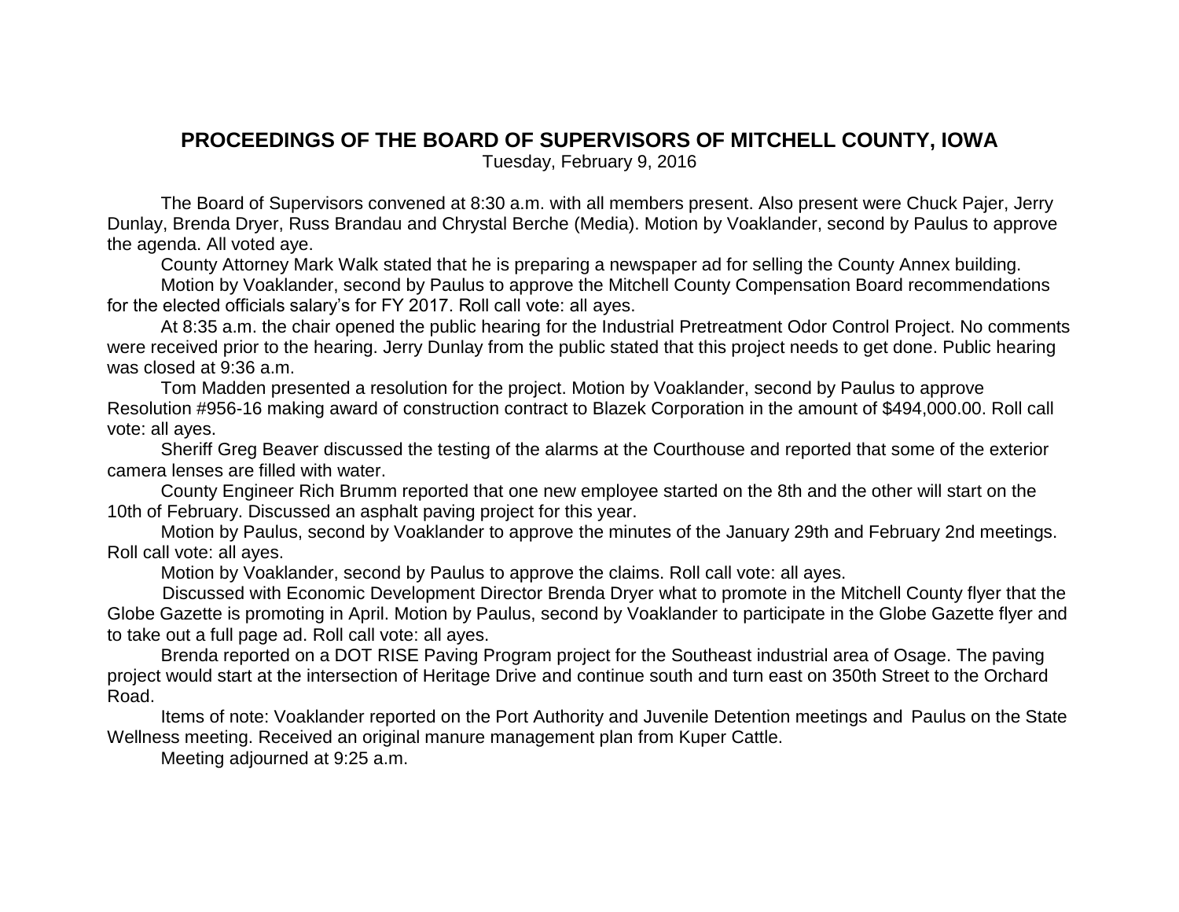# PROCEEDINGS OF THE BOARD OF SUPERVISORS OF MITCHELL COUNTY, IOWA

Tuesday, February 9, 2016

The Board of Supervisors convened at 8:30 a.m. with all members present. Also present were Chuck Pajer, Jerry Dunlay, Brenda Dryer, Russ Brandau and Chrystal Berche (Media). Motion by Voaklander, second by Paulus to approve the agenda. All voted aye.

County Attorney Mark Walk stated that he is preparing a newspaper ad for selling the County Annex building.

Motion by Voaklander, second by Paulus to approve the Mitchell County Compensation Board recommendations for the elected officials salary's for FY 2017. Roll call vote: all ayes.

At 8:35 a.m. the chair opened the public hearing for the Industrial Pretreatment Odor Control Project. No comments were received prior to the hearing. Jerry Dunlay from the public stated that this project needs to get done. Public hearing was closed at 9:36 a.m.

Tom Madden presented a resolution for the project. Motion by Voaklander, second by Paulus to approve Resolution #956-16 making award of construction contract to Blazek Corporation in the amount of $494,000.00. Roll call vote: all ayes.

Sheriff Greg Beaver discussed the testing of the alarms at the Courthouse and reported that some of the exterior camera lenses are filled with water.

County Engineer Rich Brumm reported that one new employee started on the 8th and the other will start on the 10th of February. Discussed an asphalt paving project for this year.

Motion by Paulus, second by Voaklander to approve the minutes of the January 29th and February 2nd meetings. Roll call vote: all ayes.

Motion by Voaklander, second by Paulus to approve the claims. Roll call vote: all ayes.

Discussed with Economic Development Director Brenda Dryer what to promote in the Mitchell County flyer that the Globe Gazette is promoting in April. Motion by Paulus, second by Voaklander to participate in the Globe Gazette flyer and to take out a full page ad. Roll call vote: all ayes.

Brenda reported on a DOT RISE Paving Program project for the Southeast industrial area of Osage. The paving project would start at the intersection of Heritage Drive and continue south and turn east on 350th Street to the Orchard Road.

Items of note: Voaklander reported on the Port Authority and Juvenile Detention meetings and Paulus on the State Wellness meeting. Received an original manure management plan from Kuper Cattle.

Meeting adjourned at 9:25 a.m.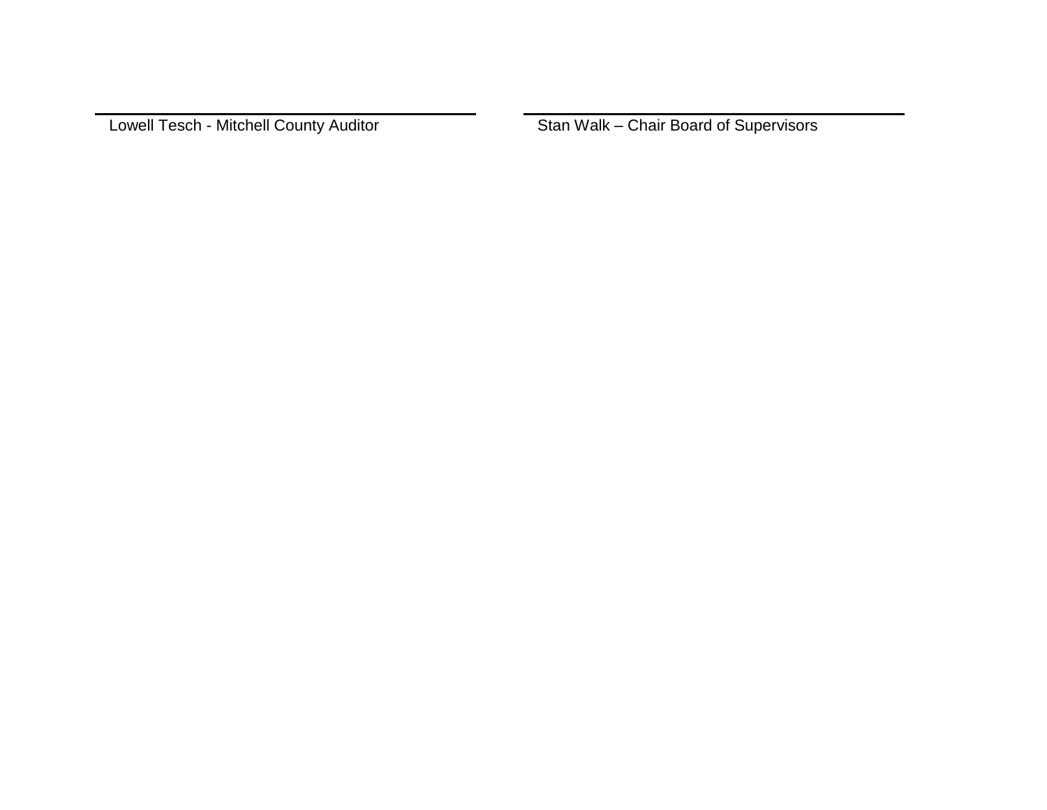Lowell Tesch - Mitchell County Auditor

Stan Walk – Chair Board of Supervisors